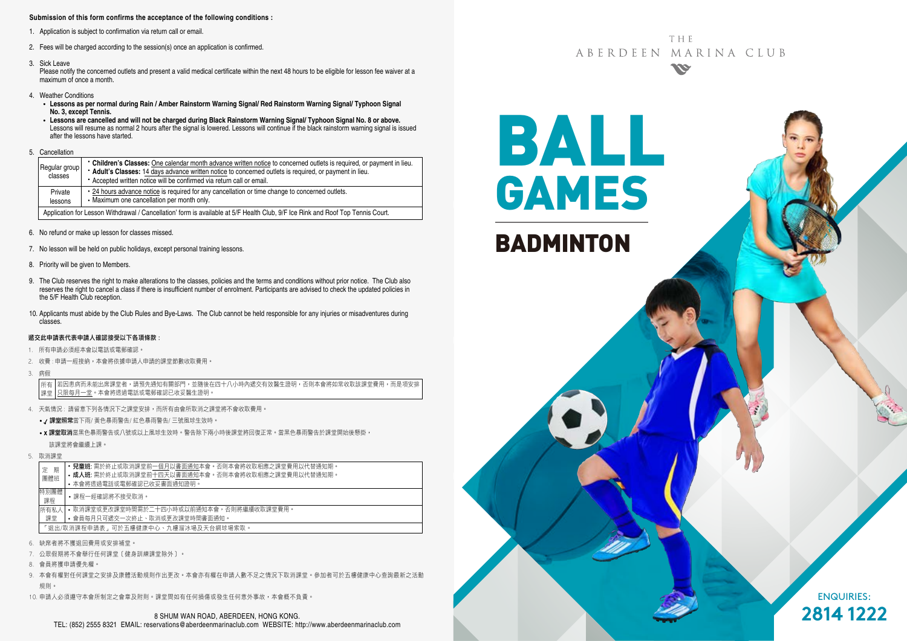**Submission of this form confirms the acceptance of the following conditions :**

1. Application is subject to confirmation via return call or email.
2. Fees will be charged according to the session(s) once an application is confirmed.
3. Sick Leave
   Please notify the concerned outlets and present a valid medical certificate within the next 48 hours to be eligible for lesson fee waiver at a maximum of once a month.
4. Weather Conditions
   - **Lessons as per normal during Rain / Amber Rainstorm Warning Signal/ Red Rainstorm Warning Signal/ Typhoon Signal No. 3, except Tennis.**
   - **Lessons are cancelled and will not be charged during Black Rainstorm Warning Signal/ Typhoon Signal No. 8 or above.** Lessons will resume as normal 2 hours after the signal is lowered. Lessons will continue if the black rainstorm warning signal is issued after the lessons have started.
5. Cancellation

| | |
|---|---|
| Regular group classes | • **Children's Classes:** One calendar month advance written notice to concerned outlets is required, or payment in lieu. • **Adult's Classes:** 14 days advance written notice to concerned outlets is required, or payment in lieu. • Accepted written notice will be confirmed via return call or email. |
| Private lessons | • 24 hours advance notice is required for any cancellation or time change to concerned outlets. • Maximum one cancellation per month only. |
| Application for Lesson Withdrawal / Cancellation' form is available at 5/F Health Club, 9/F Ice Rink and Roof Top Tennis Court. | |

6. No refund or make up lesson for classes missed.
7. No lesson will be held on public holidays, except personal training lessons.
8. Priority will be given to Members.
9. The Club reserves the right to make alterations to the classes, policies and the terms and conditions without prior notice. The Club also reserves the right to cancel a class if there is insufficient number of enrolment. Participants are advised to check the updated policies in the 5/F Health Club reception.
10. Applicants must abide by the Club Rules and Bye-Laws. The Club cannot be held responsible for any injuries or misadventures during classes.

**遞交此申請表代表申請人確認接受以下各項條款：**

1. 所有申請必須經本會以電話或電郵確認。
2. 收費：申請一經接納，本會將依據申請人申請的課堂節數收取費用。
3. 病假

| | |
|---|---|
| 所有課堂 | 若因患病而未能出席課堂者，請預先通知有關部門，並隨後在四十八小時內遞交有效醫生證明，否則本會將如常收取該課堂費用，而是項安排只限每月一堂。本會將透過電話或電郵確認已收妥醫生證明。 |

4. 天氣情況：請留意下列各情況下之課堂安排，而所有由會所取消之課堂將不會收取費用。
   - ✓ **課堂照常**當下雨/ 黃色暴雨警告/ 紅色暴雨警告/ 三號風球生效時。
   - x **課堂取消**當黑色暴雨警告或八號或以上風球生效時。警告除下兩小時後課堂將回復正常。當黑色暴雨警告於課堂開始後懸掛，該課堂將會繼續上課。
5. 取消課堂

| | |
|---|---|
| 定期團體班 | • **兒童班**: 需於終止或取消課堂前一個月以書面通知本會。否則本會將收取相應之課堂費用以代替通知期。 • **成人班**: 需於終止或取消課堂前十四天以書面通知本會。否則本會將收取相應之課堂費用以代替通知期。 • 本會將透過電話或電郵確認已收妥書面通知證明。 |
| 特別團體課程 | • 課程一經確認將不接受取消。 |
| 所有私人課堂 | • 取消課堂或更改課堂時間需於二十四小時或以前通知本會，否則將繼續收取課堂費用。 • 會員每月只可遞交一次終止、取消或更改課堂時間書面通知。 |
| 「退出/取消課程申請表」可於五樓健康中心、九樓溜冰場及天台網球場索取。 | |

6. 缺席者將不獲退回費用或安排補堂。
7. 公眾假期將不會舉行任何課堂〔健身訓練課堂除外〕。
8. 會員將獲申請優先權。
9. 本會有權對任何課堂之安排及康體活動規則作出更改。本會亦有權在申請人數不足之情況下取消課堂。參加者可於五樓健康中心查詢最新之活動規則。
10. 申請人必須遵守本會所制定之會章及附則。課堂間如有任何損傷或發生任何意外事故，本會概不負責。

8 SHUM WAN ROAD, ABERDEEN, HONG KONG.
TEL: (852) 2555 8321 EMAIL: reservations@aberdeenmarinaclub.com WEBSITE: http://www.aberdeenmarinaclub.com

THE ABERDEEN MARINA CLUB

# BALL GAMES

## BADMINTON

ENQUIRIES:
**2814 1222**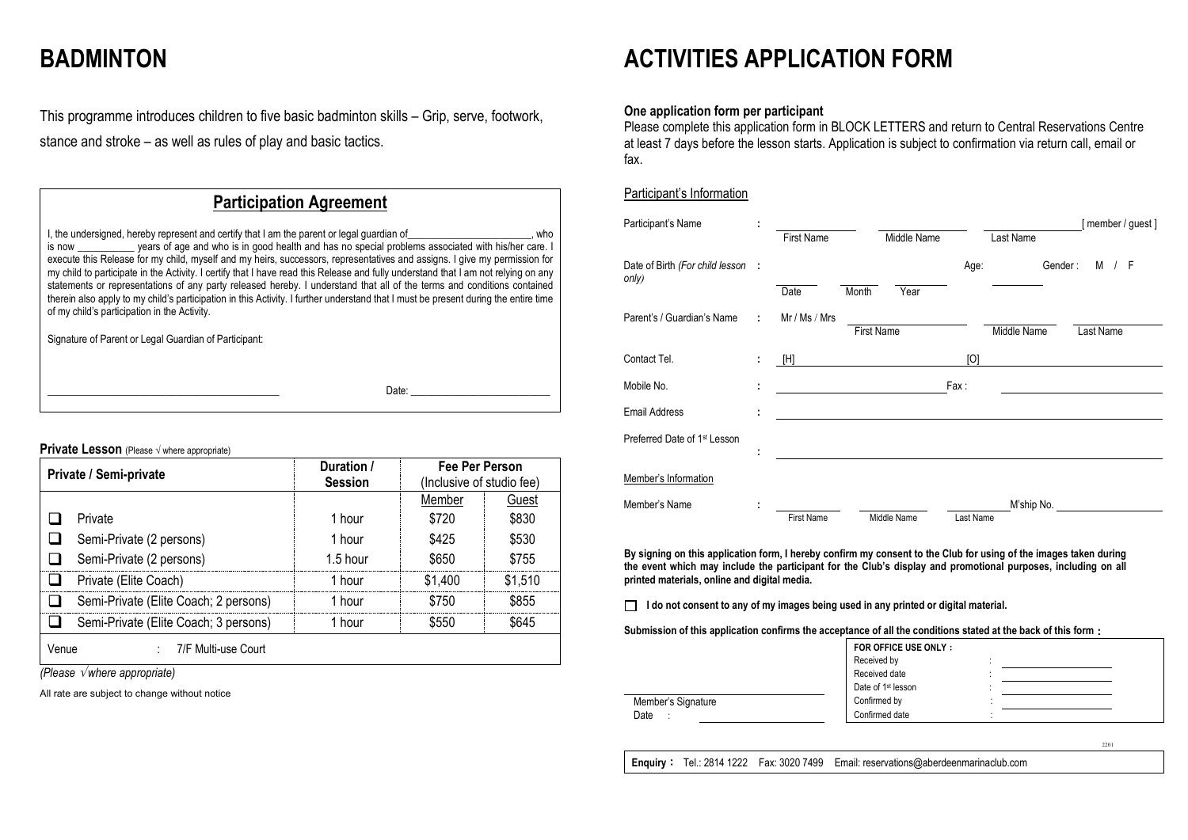# BADMINTON

This programme introduces children to five basic badminton skills – Grip, serve, footwork, stance and stroke – as well as rules of play and basic tactics.

## Participation Agreement

I, the undersigned, hereby represent and certify that I am the parent or legal guardian of________________________, who is now __________ years of age and who is in good health and has no special problems associated with his/her care. I execute this Release for my child, myself and my heirs, successors, representatives and assigns. I give my permission for my child to participate in the Activity. I certify that I have read this Release and fully understand that I am not relying on any statements or representations of any party released hereby. I understand that all of the terms and conditions contained therein also apply to my child's participation in this Activity. I further understand that I must be present during the entire time of my child's participation in the Activity.

Signature of Parent or Legal Guardian of Participant:

________________________________________ Date: ________________________

**Private Lesson** (Please √ where appropriate)

| Private / Semi-private | | Duration / Session | Fee Per Person (Inclusive of studio fee) | |
|---|---|---|---|---|
| | | | Member | Guest |
| ☐ | Private | 1 hour | $720 | $830 |
| ☐ | Semi-Private (2 persons) | 1 hour | $425 | $530 |
| ☐ | Semi-Private (2 persons) | 1.5 hour | $650 | $755 |
| ☐ | Private (Elite Coach) | 1 hour | $1,400 | $1,510 |
| ☐ | Semi-Private (Elite Coach; 2 persons) | 1 hour | $750 | $855 |
| ☐ | Semi-Private (Elite Coach; 3 persons) | 1 hour | $550 | $645 |
| Venue | : 7/F Multi-use Court | | | |

*(Please √where appropriate)*

All rate are subject to change without notice

# ACTIVITIES APPLICATION FORM

**One application form per participant**

Please complete this application form in BLOCK LETTERS and return to Central Reservations Centre at least 7 days before the lesson starts. Application is subject to confirmation via return call, email or fax.

Participant's Information

Participant's Name : ____________ First Name ____________ Middle Name ____________ Last Name [ member / guest ]

Date of Birth *(For child lesson only)* : ______ Date ______ Month ______ Year Age: ______ Gender : M / F

Parent's / Guardian's Name : Mr / Ms / Mrs ____________ First Name ____________ Middle Name ____________ Last Name

Contact Tel. : [H] ____________ [O] ____________

Mobile No. : ____________ Fax : ____________

Email Address : ____________

Preferred Date of 1st Lesson : ____________

Member's Information

Member's Name : ____________ First Name ____________ Middle Name ____________ Last Name M'ship No. ____________

**By signing on this application form, I hereby confirm my consent to the Club for using of the images taken during the event which may include the participant for the Club's display and promotional purposes, including on all printed materials, online and digital media.**

☐ **I do not consent to any of my images being used in any printed or digital material.**

**Submission of this application confirms the acceptance of all the conditions stated at the back of this form :**

____________________
Member's Signature
Date : ____________

| FOR OFFICE USE ONLY : | |
|---|---|
| Received by | : |
| Received date | : |
| Date of 1st lesson | : |
| Confirmed by | : |
| Confirmed date | : |

2201

**Enquiry :** Tel.: 2814 1222 Fax: 3020 7499 Email: reservations@aberdeenmarinaclub.com